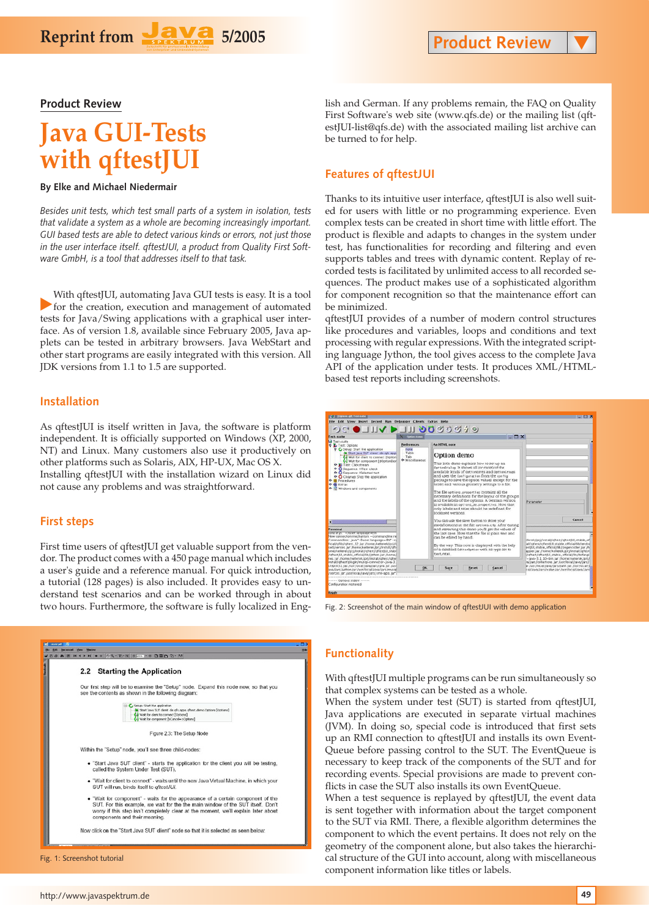## Product Review

# Java GUI-Tests with qftestJUI

**By Elke and Michael Niedermair**

*Besides unit tests, which test small parts of a system in isolation, tests that validate a system as a whole are becoming increasingly important. GUI based tests are able to detect various kinds or errors, not just those in the user interface itself. qftestJUI, a product from Quality First Software GmbH, is a tool that addresses itself to that task.*

With qftestJUI, automating Java GUI tests is easy. It is a tool for the creation, execution and management of automated tests for Java/Swing applications with a graphical user interface. As of version 1.8, available since February 2005, Java applets can be tested in arbitrary browsers. Java WebStart and other start programs are easily integrated with this version. All JDK versions from 1.1 to 1.5 are supported.

### Installation

As qftestJUI is itself written in Java, the software is platform independent. It is officially supported on Windows (XP, 2000, NT) and Linux. Many customers also use it productively on other platforms such as Solaris, AIX, HP-UX, Mac OS X.
Installing qftestJUI with the installation wizard on Linux did not cause any problems and was straightforward.

### First steps

First time users of qftestJUI get valuable support from the vendor. The product comes with a 450 page manual which includes a user's guide and a reference manual. For quick introduction, a tutorial (128 pages) is also included. It provides easy to understand test scenarios and can be worked through in about two hours. Furthermore, the software is fully localized in English and German. If any problems remain, the FAQ on Quality First Software's web site (www.qfs.de) or the mailing list (qftestJUI-list@qfs.de) with the associated mailing list archive can be turned to for help.

Fig. 1: Screenshot tutorial

### Features of qftestJUI

Thanks to its intuitive user interface, qftestJUI is also well suited for users with little or no programming experience. Even complex tests can be created in short time with little effort. The product is flexible and adapts to changes in the system under test, has functionalities for recording and filtering and even supports tables and trees with dynamic content. Replay of recorded tests is facilitated by unlimited access to all recorded sequences. The product makes use of a sophisticated algorithm for component recognition so that the maintenance effort can be minimized.
qftestJUI provides of a number of modern control structures like procedures and variables, loops and conditions and text processing with regular expressions. With the integrated scripting language Jython, the tool gives access to the complete Java API of the application under tests. It produces XML/HTML-based test reports including screenshots.

Fig. 2: Screenshot of the main window of qftestJUI with demo application

### Functionality

With qftestJUI multiple programs can be run simultaneously so that complex systems can be tested as a whole.
When the system under test (SUT) is started from qftestJUI, Java applications are executed in separate virtual machines (JVM). In doing so, special code is introduced that first sets up an RMI connection to qftestJUI and installs its own EventQueue before passing control to the SUT. The EventQueue is necessary to keep track of the components of the SUT and for recording events. Special provisions are made to prevent conflicts in case the SUT also installs its own EventQueue.
When a test sequence is replayed by qftestJUI, the event data is sent together with information about the target component to the SUT via RMI. There, a flexible algorithm determines the component to which the event pertains. It does not rely on the geometry of the component alone, but also takes the hierarchical structure of the GUI into account, along with miscellaneous component information like titles or labels.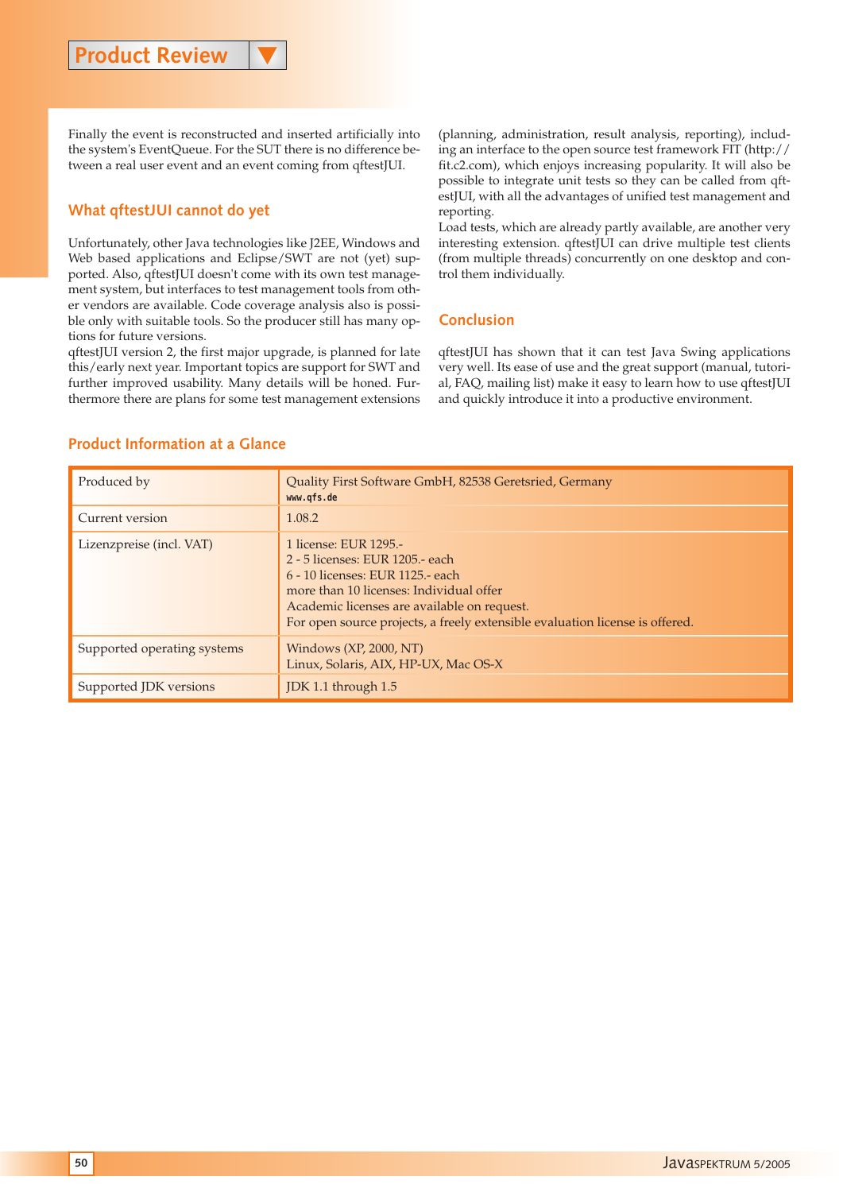Finally the event is reconstructed and inserted artificially into the system's EventQueue. For the SUT there is no difference between a real user event and an event coming from qftestJUI.

## What qftestJUI cannot do yet

Unfortunately, other Java technologies like J2EE, Windows and Web based applications and Eclipse/SWT are not (yet) supported. Also, qftestJUI doesn't come with its own test management system, but interfaces to test management tools from other vendors are available. Code coverage analysis also is possible only with suitable tools. So the producer still has many options for future versions.

qftestJUI version 2, the first major upgrade, is planned for late this/early next year. Important topics are support for SWT and further improved usability. Many details will be honed. Furthermore there are plans for some test management extensions (planning, administration, result analysis, reporting), including an interface to the open source test framework FIT (http://fit.c2.com), which enjoys increasing popularity. It will also be possible to integrate unit tests so they can be called from qftestJUI, with all the advantages of unified test management and reporting.

Load tests, which are already partly available, are another very interesting extension. qftestJUI can drive multiple test clients (from multiple threads) concurrently on one desktop and control them individually.

## Conclusion

qftestJUI has shown that it can test Java Swing applications very well. Its ease of use and the great support (manual, tutorial, FAQ, mailing list) make it easy to learn how to use qftestJUI and quickly introduce it into a productive environment.

## Product Information at a Glance

| | |
|---|---|
| Produced by | Quality First Software GmbH, 82538 Geretsried, Germany<br>www.qfs.de |
| Current version | 1.08.2 |
| Lizenzpreise (incl. VAT) | 1 license: EUR 1295.-<br>2 - 5 licenses: EUR 1205.- each<br>6 - 10 licenses: EUR 1125.- each<br>more than 10 licenses: Individual offer<br>Academic licenses are available on request.<br>For open source projects, a freely extensible evaluation license is offered. |
| Supported operating systems | Windows (XP, 2000, NT)<br>Linux, Solaris, AIX, HP-UX, Mac OS-X |
| Supported JDK versions | JDK 1.1 through 1.5 |